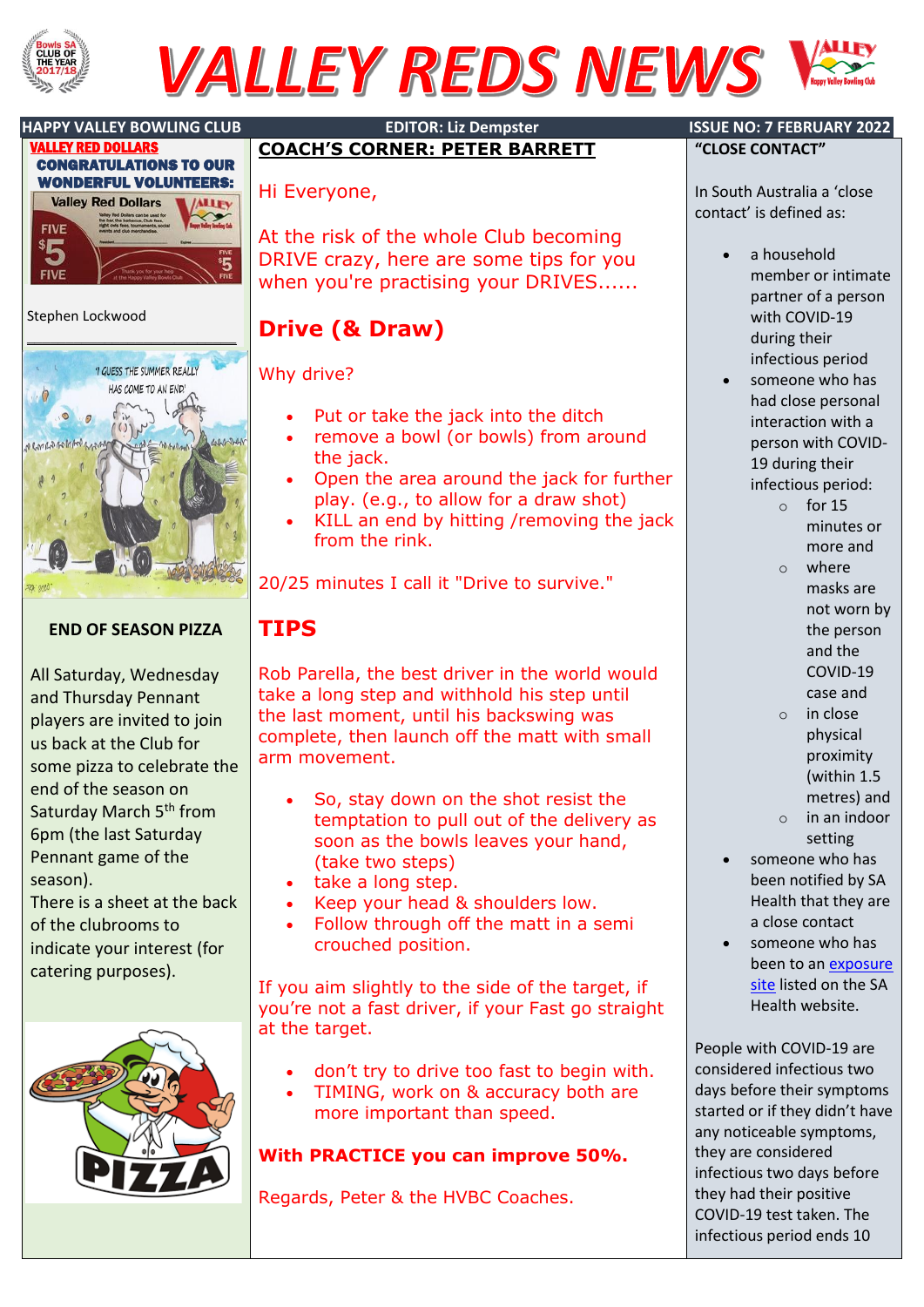# VALLEY REDS NEWS

HAPPY VALLEY BOWLING CLUB | EDITOR: Liz Dempster | ISSUE NO: 7 FEBRUARY 2022

## VALLEY RED DOLLARS

**CONGRATULATIONS TO OUR WONDERFUL VOLUNTEERS:**

Stephen Lockwood

## END OF SEASON PIZZA

All Saturday, Wednesday and Thursday Pennant players are invited to join us back at the Club for some pizza to celebrate the end of the season on Saturday March 5th from 6pm (the last Saturday Pennant game of the season).

There is a sheet at the back of the clubrooms to indicate your interest (for catering purposes).

## COACH'S CORNER: PETER BARRETT

Hi Everyone,

At the risk of the whole Club becoming DRIVE crazy, here are some tips for you when you're practising your DRIVES......

### Drive (& Draw)

Why drive?

- Put or take the jack into the ditch
- remove a bowl (or bowls) from around the jack.
- Open the area around the jack for further play. (e.g., to allow for a draw shot)
- KILL an end by hitting /removing the jack from the rink.

20/25 minutes I call it "Drive to survive."

### TIPS

Rob Parella, the best driver in the world would take a long step and withhold his step until the last moment, until his backswing was complete, then launch off the matt with small arm movement.

- So, stay down on the shot resist the temptation to pull out of the delivery as soon as the bowls leaves your hand, (take two steps)
- take a long step.
- Keep your head & shoulders low.
- Follow through off the matt in a semi crouched position.

If you aim slightly to the side of the target, if you're not a fast driver, if your Fast go straight at the target.

- don't try to drive too fast to begin with.
- TIMING, work on & accuracy both are more important than speed.

**With PRACTICE you can improve 50%.**

Regards, Peter & the HVBC Coaches.

## "CLOSE CONTACT"

In South Australia a 'close contact' is defined as:

- a household member or intimate partner of a person with COVID-19 during their infectious period
- someone who has had close personal interaction with a person with COVID-19 during their infectious period:
  - for 15 minutes or more and
  - where masks are not worn by the person and the COVID-19 case and
  - in close physical proximity (within 1.5 metres) and
  - in an indoor setting
- someone who has been notified by SA Health that they are a close contact
- someone who has been to an exposure site listed on the SA Health website.

People with COVID-19 are considered infectious two days before their symptoms started or if they didn't have any noticeable symptoms, they are considered infectious two days before they had their positive COVID-19 test taken. The infectious period ends 10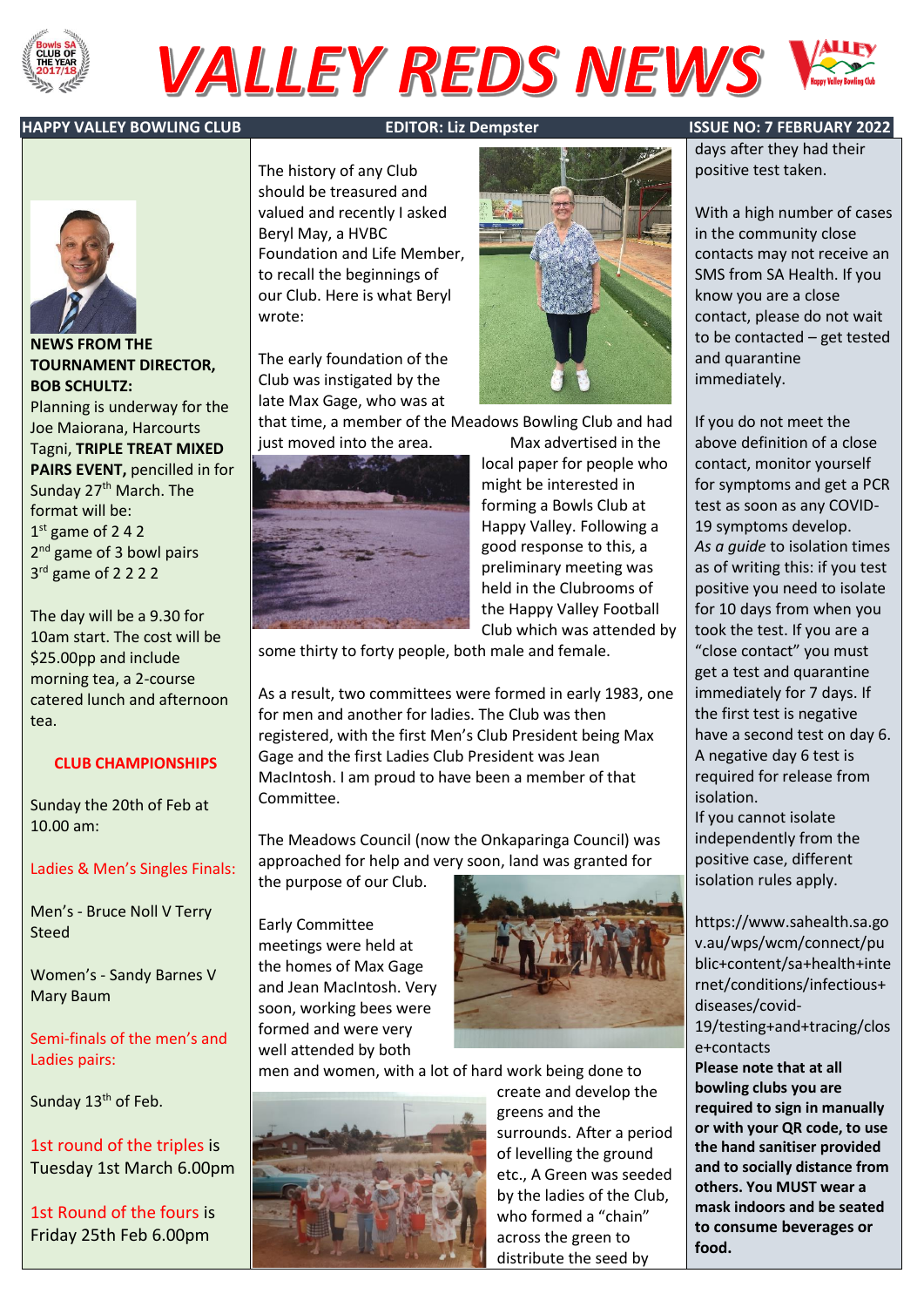# VALLEY REDS NEWS

**HAPPY VALLEY BOWLING CLUB** | **EDITOR: Liz Dempster** | **ISSUE NO: 7 FEBRUARY 2022**

**NEWS FROM THE TOURNAMENT DIRECTOR, BOB SCHULTZ:**

Planning is underway for the Joe Maiorana, Harcourts Tagni, **TRIPLE TREAT MIXED PAIRS EVENT,** pencilled in for Sunday 27th March. The format will be:

1st game of 2 4 2
2nd game of 3 bowl pairs
3rd game of 2 2 2 2

The day will be a 9.30 for 10am start. The cost will be $25.00pp and include morning tea, a 2-course catered lunch and afternoon tea.

**CLUB CHAMPIONSHIPS**

Sunday the 20th of Feb at 10.00 am:

Ladies & Men's Singles Finals:

Men's - Bruce Noll V Terry Steed

Women's - Sandy Barnes V Mary Baum

Semi-finals of the men's and Ladies pairs:

Sunday 13th of Feb.

1st round of the triples is Tuesday 1st March 6.00pm

1st Round of the fours is Friday 25th Feb 6.00pm

The history of any Club should be treasured and valued and recently I asked Beryl May, a HVBC Foundation and Life Member, to recall the beginnings of our Club. Here is what Beryl wrote:

The early foundation of the Club was instigated by the late Max Gage, who was at that time, a member of the Meadows Bowling Club and had just moved into the area. Max advertised in the local paper for people who might be interested in forming a Bowls Club at Happy Valley. Following a good response to this, a preliminary meeting was held in the Clubrooms of the Happy Valley Football Club which was attended by some thirty to forty people, both male and female.

As a result, two committees were formed in early 1983, one for men and another for ladies. The Club was then registered, with the first Men's Club President being Max Gage and the first Ladies Club President was Jean MacIntosh. I am proud to have been a member of that Committee.

The Meadows Council (now the Onkaparinga Council) was approached for help and very soon, land was granted for the purpose of our Club.

Early Committee meetings were held at the homes of Max Gage and Jean MacIntosh. Very soon, working bees were formed and were very well attended by both men and women, with a lot of hard work being done to create and develop the greens and the surrounds. After a period of levelling the ground etc., A Green was seeded by the ladies of the Club, who formed a "chain" across the green to distribute the seed by

days after they had their positive test taken.

With a high number of cases in the community close contacts may not receive an SMS from SA Health. If you know you are a close contact, please do not wait to be contacted – get tested and quarantine immediately.

If you do not meet the above definition of a close contact, monitor yourself for symptoms and get a PCR test as soon as any COVID-19 symptoms develop.
*As a guide* to isolation times as of writing this: if you test positive you need to isolate for 10 days from when you took the test. If you are a "close contact" you must get a test and quarantine immediately for 7 days. If the first test is negative have a second test on day 6. A negative day 6 test is required for release from isolation.
If you cannot isolate independently from the positive case, different isolation rules apply.

https://www.sahealth.sa.gov.au/wps/wcm/connect/public+content/sa+health+internet/conditions/infectious+diseases/covid-19/testing+and+tracing/close+contacts

**Please note that at all bowling clubs you are required to sign in manually or with your QR code, to use the hand sanitiser provided and to socially distance from others. You MUST wear a mask indoors and be seated to consume beverages or food.**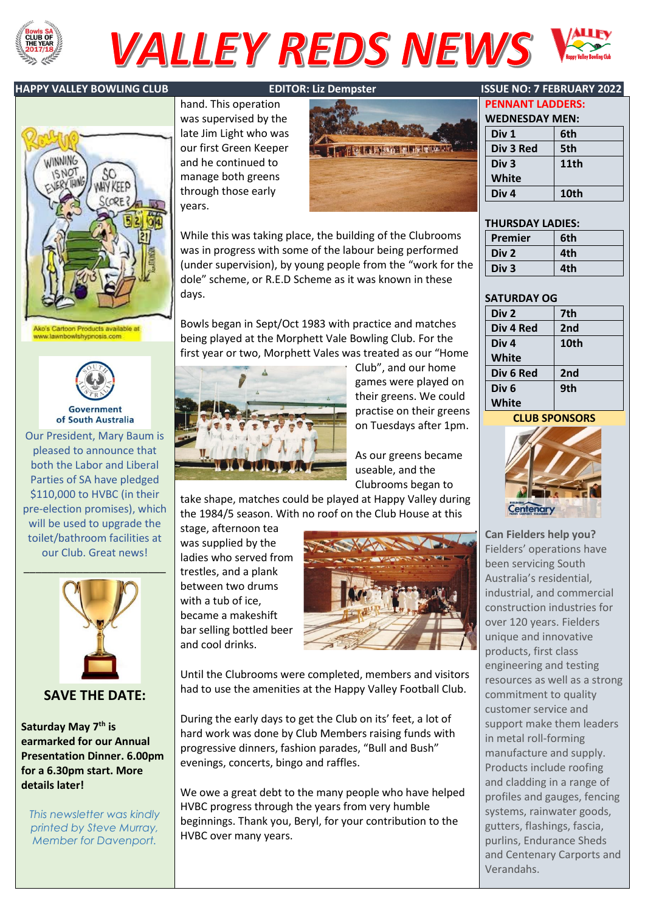# VALLEY REDS NEWS

**HAPPY VALLEY BOWLING CLUB** | **EDITOR: Liz Dempster** | **ISSUE NO: 7 FEBRUARY 2022**

Ako's Cartoon Products available at www.lawnbowlshypnosis.com

Government of South Australia

Our President, Mary Baum is pleased to announce that both the Labor and Liberal Parties of SA have pledged $110,000 to HVBC (in their pre-election promises), which will be used to upgrade the toilet/bathroom facilities at our Club. Great news!

## SAVE THE DATE:

**Saturday May 7th is earmarked for our Annual Presentation Dinner. 6.00pm for a 6.30pm start. More details later!**

*This newsletter was kindly printed by Steve Murray, Member for Davenport.*

hand. This operation was supervised by the late Jim Light who was our first Green Keeper and he continued to manage both greens through those early years.

While this was taking place, the building of the Clubrooms was in progress with some of the labour being performed (under supervision), by young people from the "work for the dole" scheme, or R.E.D Scheme as it was known in these days.

Bowls began in Sept/Oct 1983 with practice and matches being played at the Morphett Vale Bowling Club. For the first year or two, Morphett Vales was treated as our "Home Club", and our home games were played on their greens. We could practise on their greens on Tuesdays after 1pm.

As our greens became useable, and the Clubrooms began to take shape, matches could be played at Happy Valley during the 1984/5 season. With no roof on the Club House at this stage, afternoon tea was supplied by the ladies who served from trestles, and a plank between two drums with a tub of ice, became a makeshift bar selling bottled beer and cool drinks.

Until the Clubrooms were completed, members and visitors had to use the amenities at the Happy Valley Football Club.

During the early days to get the Club on its' feet, a lot of hard work was done by Club Members raising funds with progressive dinners, fashion parades, "Bull and Bush" evenings, concerts, bingo and raffles.

We owe a great debt to the many people who have helped HVBC progress through the years from very humble beginnings. Thank you, Beryl, for your contribution to the HVBC over many years.

## PENNANT LADDERS:

**WEDNESDAY MEN:**

| | |
|---|---|
| Div 1 | 6th |
| Div 3 Red | 5th |
| Div 3 White | 11th |
| Div 4 | 10th |

**THURSDAY LADIES:**

| | |
|---|---|
| Premier | 6th |
| Div 2 | 4th |
| Div 3 | 4th |

**SATURDAY OG**

| | |
|---|---|
| Div 2 | 7th |
| Div 4 Red | 2nd |
| Div 4 White | 10th |
| Div 6 Red | 2nd |
| Div 6 White | 9th |

**CLUB SPONSORS**

**Can Fielders help you?**

Fielders' operations have been servicing South Australia's residential, industrial, and commercial construction industries for over 120 years. Fielders unique and innovative products, first class engineering and testing resources as well as a strong commitment to quality customer service and support make them leaders in metal roll-forming manufacture and supply. Products include roofing and cladding in a range of profiles and gauges, fencing systems, rainwater goods, gutters, flashings, fascia, purlins, Endurance Sheds and Centenary Carports and Verandahs.